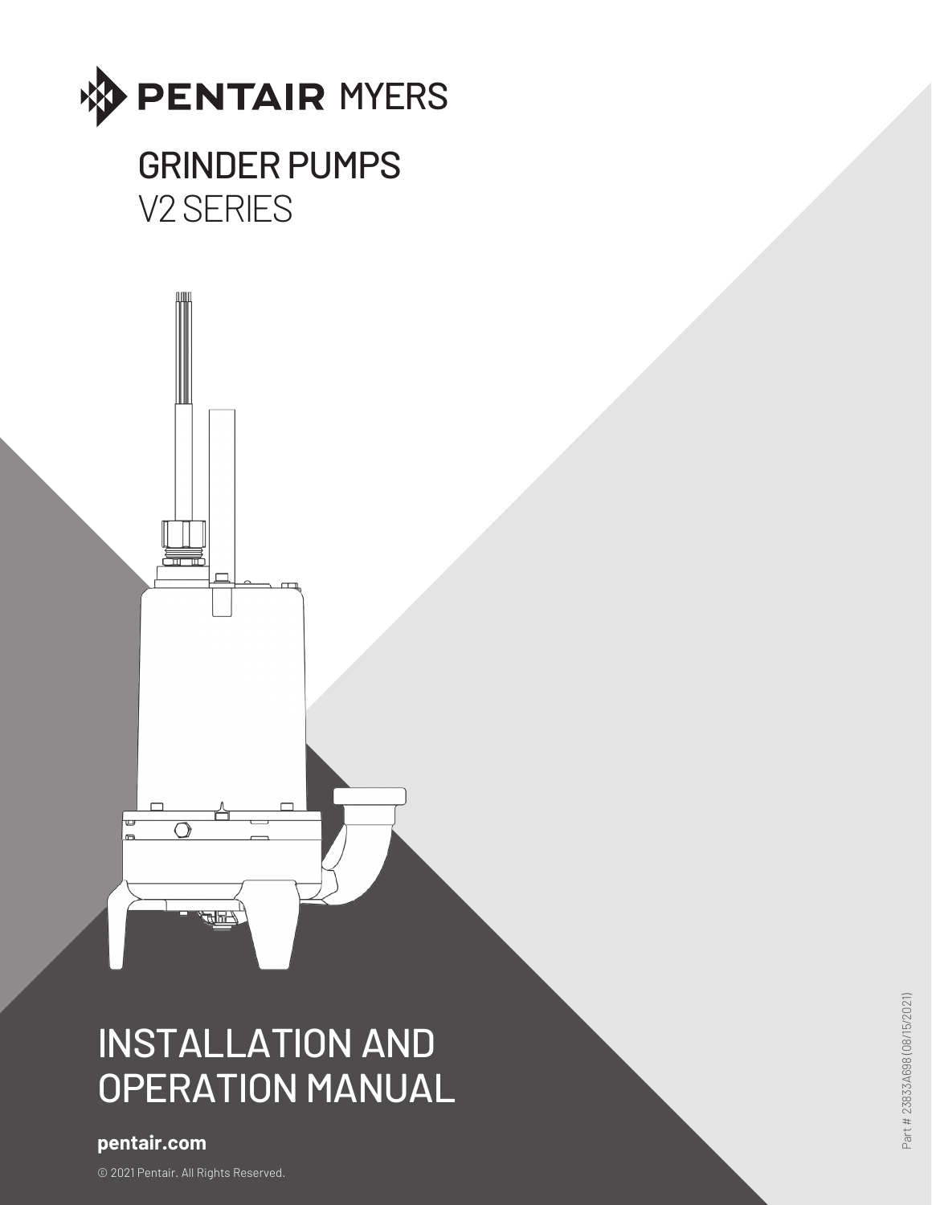PENTAIR MYERS

# GRINDER PUMPS
## V2 SERIES

# INSTALLATION AND OPERATION MANUAL

**pentair.com**

© 2021 Pentair. All Rights Reserved.

Part # 23833A698 (08/15/2021)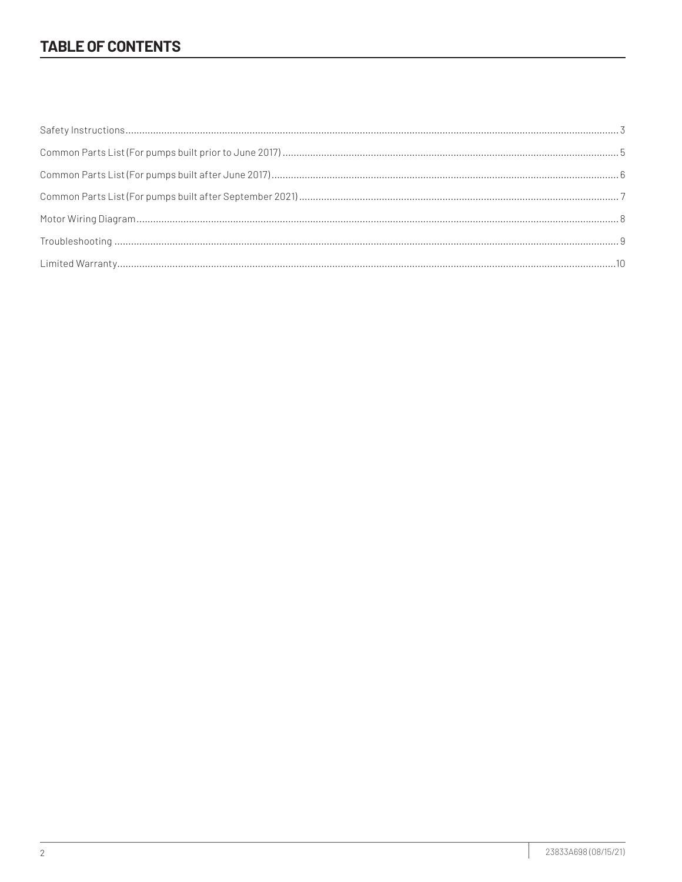# TABLE OF CONTENTS

Safety Instructions....................................................................................3

Common Parts List (For pumps built prior to June 2017)................................5

Common Parts List (For pumps built after June 2017)....................................6

Common Parts List (For pumps built after September 2021)...........................7

Motor Wiring Diagram................................................................................8

Troubleshooting........................................................................................9

Limited Warranty......................................................................................10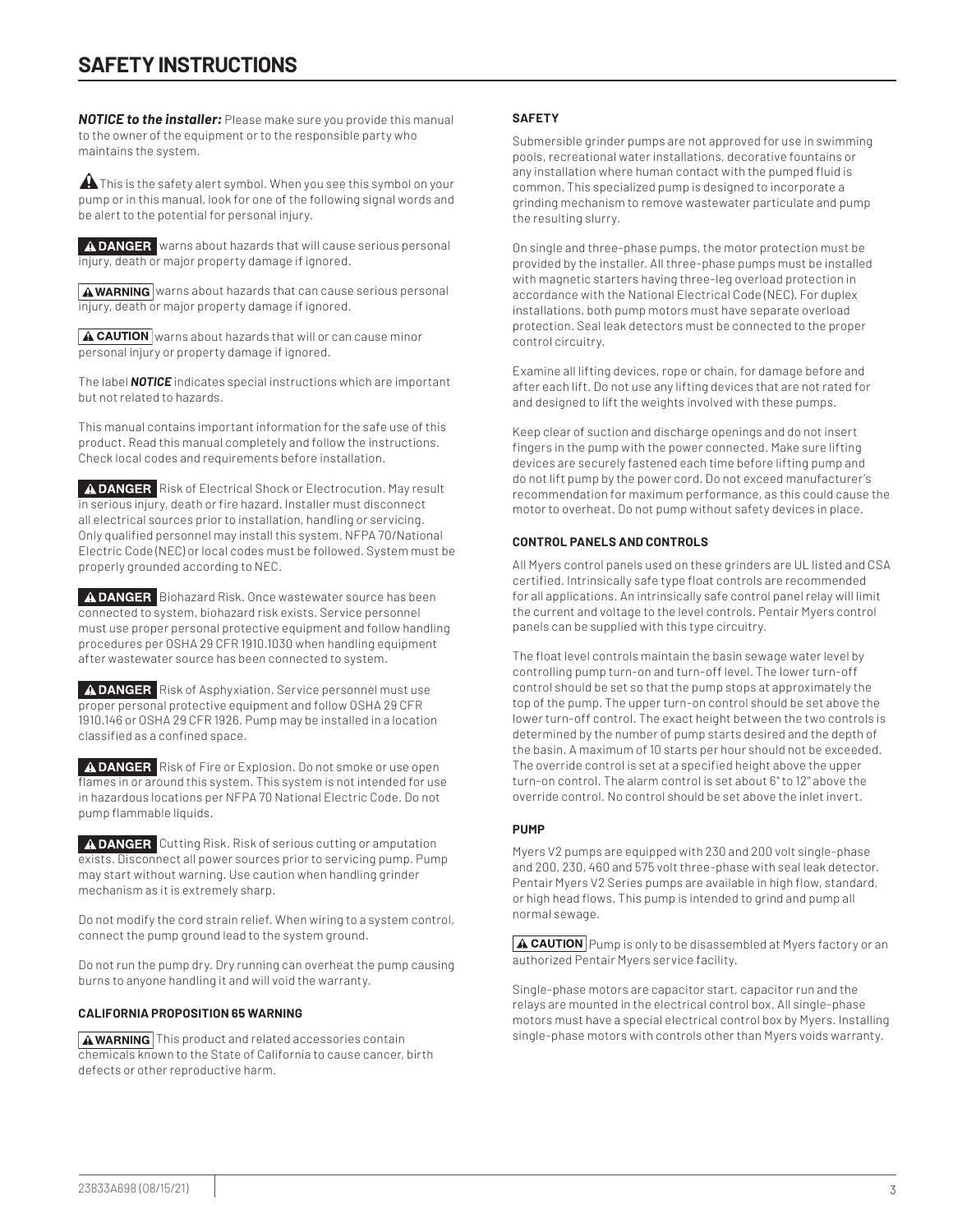# SAFETY INSTRUCTIONS

***NOTICE to the installer:*** Please make sure you provide this manual to the owner of the equipment or to the responsible party who maintains the system.

⚠ This is the safety alert symbol. When you see this symbol on your pump or in this manual, look for one of the following signal words and be alert to the potential for personal injury.

**⚠ DANGER** warns about hazards that will cause serious personal injury, death or major property damage if ignored.

**⚠ WARNING** warns about hazards that can cause serious personal injury, death or major property damage if ignored.

**⚠ CAUTION** warns about hazards that will or can cause minor personal injury or property damage if ignored.

The label ***NOTICE*** indicates special instructions which are important but not related to hazards.

This manual contains important information for the safe use of this product. Read this manual completely and follow the instructions. Check local codes and requirements before installation.

**⚠ DANGER** Risk of Electrical Shock or Electrocution. May result in serious injury, death or fire hazard. Installer must disconnect all electrical sources prior to installation, handling or servicing. Only qualified personnel may install this system. NFPA 70/National Electric Code (NEC) or local codes must be followed. System must be properly grounded according to NEC.

**⚠ DANGER** Biohazard Risk. Once wastewater source has been connected to system, biohazard risk exists. Service personnel must use proper personal protective equipment and follow handling procedures per OSHA 29 CFR 1910.1030 when handling equipment after wastewater source has been connected to system.

**⚠ DANGER** Risk of Asphyxiation. Service personnel must use proper personal protective equipment and follow OSHA 29 CFR 1910.146 or OSHA 29 CFR 1926. Pump may be installed in a location classified as a confined space.

**⚠ DANGER** Risk of Fire or Explosion. Do not smoke or use open flames in or around this system. This system is not intended for use in hazardous locations per NFPA 70 National Electric Code. Do not pump flammable liquids.

**⚠ DANGER** Cutting Risk. Risk of serious cutting or amputation exists. Disconnect all power sources prior to servicing pump. Pump may start without warning. Use caution when handling grinder mechanism as it is extremely sharp.

Do not modify the cord strain relief. When wiring to a system control, connect the pump ground lead to the system ground.

Do not run the pump dry. Dry running can overheat the pump causing burns to anyone handling it and will void the warranty.

#### CALIFORNIA PROPOSITION 65 WARNING

**⚠ WARNING** This product and related accessories contain chemicals known to the State of California to cause cancer, birth defects or other reproductive harm.

#### SAFETY

Submersible grinder pumps are not approved for use in swimming pools, recreational water installations, decorative fountains or any installation where human contact with the pumped fluid is common. This specialized pump is designed to incorporate a grinding mechanism to remove wastewater particulate and pump the resulting slurry.

On single and three-phase pumps, the motor protection must be provided by the installer. All three-phase pumps must be installed with magnetic starters having three-leg overload protection in accordance with the National Electrical Code (NEC). For duplex installations, both pump motors must have separate overload protection. Seal leak detectors must be connected to the proper control circuitry.

Examine all lifting devices, rope or chain, for damage before and after each lift. Do not use any lifting devices that are not rated for and designed to lift the weights involved with these pumps.

Keep clear of suction and discharge openings and do not insert fingers in the pump with the power connected. Make sure lifting devices are securely fastened each time before lifting pump and do not lift pump by the power cord. Do not exceed manufacturer's recommendation for maximum performance, as this could cause the motor to overheat. Do not pump without safety devices in place.

#### CONTROL PANELS AND CONTROLS

All Myers control panels used on these grinders are UL listed and CSA certified. Intrinsically safe type float controls are recommended for all applications. An intrinsically safe control panel relay will limit the current and voltage to the level controls. Pentair Myers control panels can be supplied with this type circuitry.

The float level controls maintain the basin sewage water level by controlling pump turn-on and turn-off level. The lower turn-off control should be set so that the pump stops at approximately the top of the pump. The upper turn-on control should be set above the lower turn-off control. The exact height between the two controls is determined by the number of pump starts desired and the depth of the basin. A maximum of 10 starts per hour should not be exceeded. The override control is set at a specified height above the upper turn-on control. The alarm control is set about 6" to 12" above the override control. No control should be set above the inlet invert.

#### PUMP

Myers V2 pumps are equipped with 230 and 200 volt single-phase and 200, 230, 460 and 575 volt three-phase with seal leak detector. Pentair Myers V2 Series pumps are available in high flow, standard, or high head flows. This pump is intended to grind and pump all normal sewage.

**⚠ CAUTION** Pump is only to be disassembled at Myers factory or an authorized Pentair Myers service facility.

Single-phase motors are capacitor start, capacitor run and the relays are mounted in the electrical control box. All single-phase motors must have a special electrical control box by Myers. Installing single-phase motors with controls other than Myers voids warranty.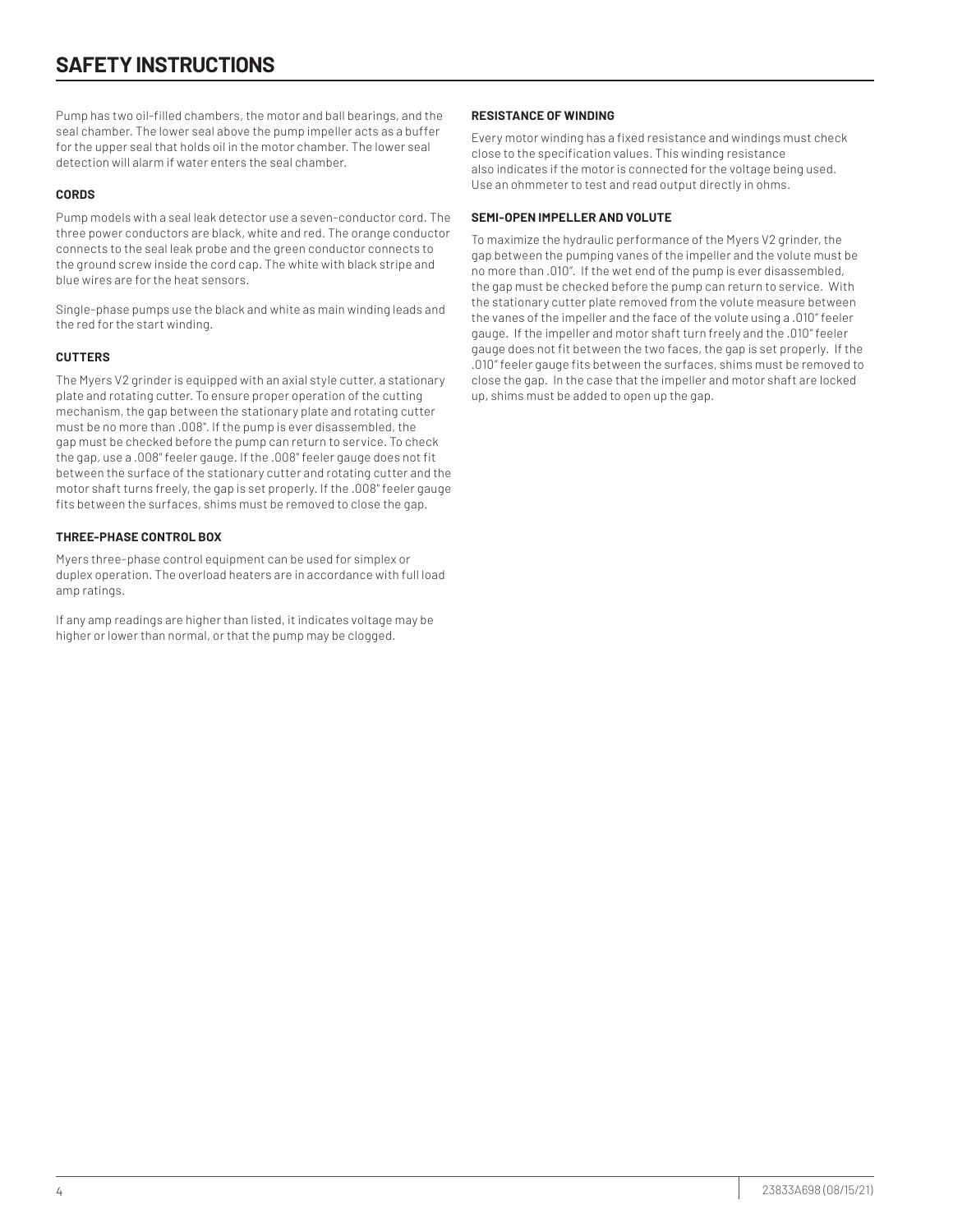# SAFETY INSTRUCTIONS

Pump has two oil-filled chambers, the motor and ball bearings, and the seal chamber. The lower seal above the pump impeller acts as a buffer for the upper seal that holds oil in the motor chamber. The lower seal detection will alarm if water enters the seal chamber.

#### CORDS

Pump models with a seal leak detector use a seven-conductor cord. The three power conductors are black, white and red. The orange conductor connects to the seal leak probe and the green conductor connects to the ground screw inside the cord cap. The white with black stripe and blue wires are for the heat sensors.

Single-phase pumps use the black and white as main winding leads and the red for the start winding.

#### CUTTERS

The Myers V2 grinder is equipped with an axial style cutter, a stationary plate and rotating cutter. To ensure proper operation of the cutting mechanism, the gap between the stationary plate and rotating cutter must be no more than .008". If the pump is ever disassembled, the gap must be checked before the pump can return to service. To check the gap, use a .008" feeler gauge. If the .008" feeler gauge does not fit between the surface of the stationary cutter and rotating cutter and the motor shaft turns freely, the gap is set properly. If the .008" feeler gauge fits between the surfaces, shims must be removed to close the gap.

#### THREE-PHASE CONTROL BOX

Myers three-phase control equipment can be used for simplex or duplex operation. The overload heaters are in accordance with full load amp ratings.

If any amp readings are higher than listed, it indicates voltage may be higher or lower than normal, or that the pump may be clogged.

#### RESISTANCE OF WINDING

Every motor winding has a fixed resistance and windings must check close to the specification values. This winding resistance also indicates if the motor is connected for the voltage being used. Use an ohmmeter to test and read output directly in ohms.

#### SEMI-OPEN IMPELLER AND VOLUTE

To maximize the hydraulic performance of the Myers V2 grinder, the gap between the pumping vanes of the impeller and the volute must be no more than .010". If the wet end of the pump is ever disassembled, the gap must be checked before the pump can return to service. With the stationary cutter plate removed from the volute measure between the vanes of the impeller and the face of the volute using a .010" feeler gauge. If the impeller and motor shaft turn freely and the .010" feeler gauge does not fit between the two faces, the gap is set properly. If the .010" feeler gauge fits between the surfaces, shims must be removed to close the gap. In the case that the impeller and motor shaft are locked up, shims must be added to open up the gap.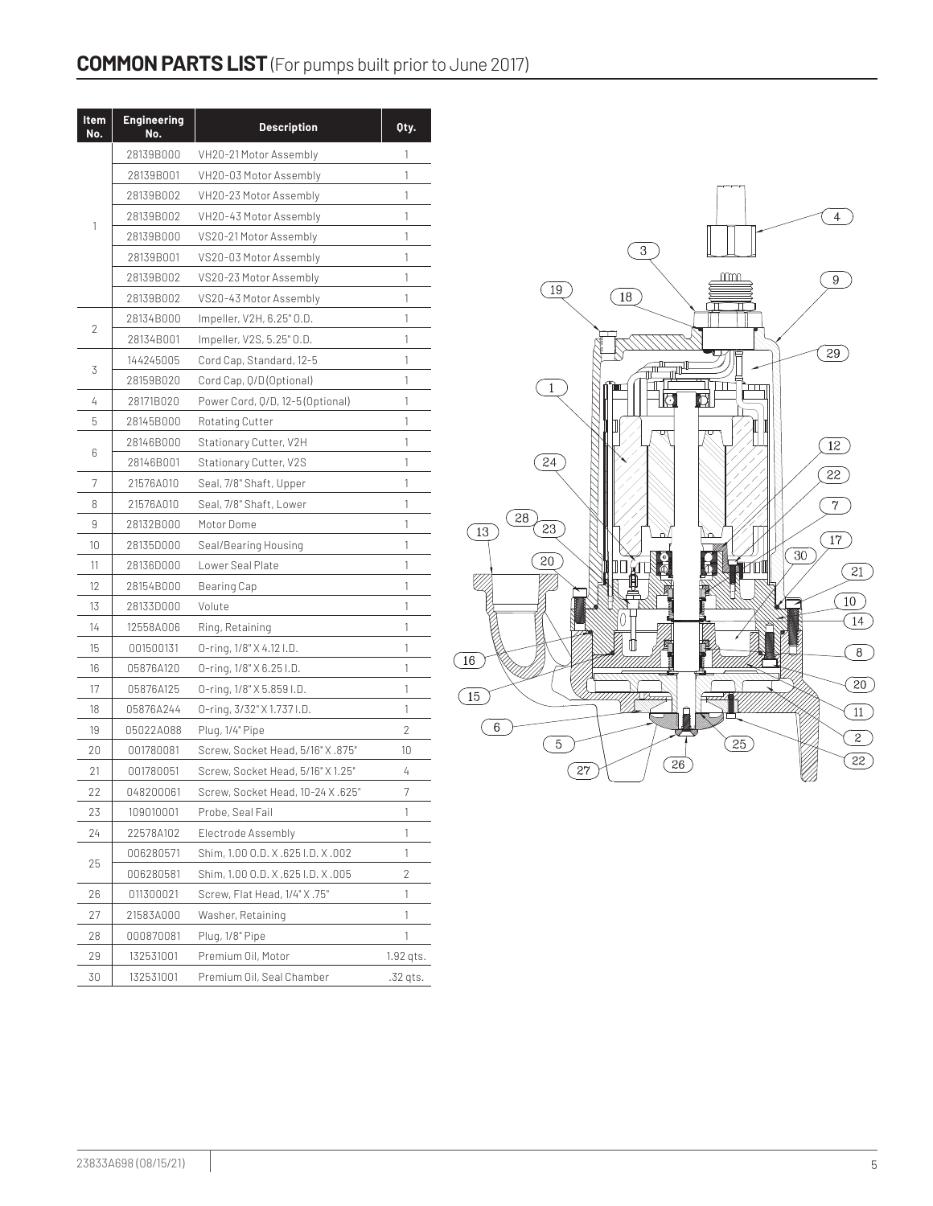## COMMON PARTS LIST (For pumps built prior to June 2017)

| Item No. | Engineering No. | Description | Qty. |
|---|---|---|---|
| 1 | 28139B000 | VH20-21 Motor Assembly | 1 |
| | 28139B001 | VH20-03 Motor Assembly | 1 |
| | 28139B002 | VH20-23 Motor Assembly | 1 |
| | 28139B002 | VH20-43 Motor Assembly | 1 |
| | 28139B000 | VS20-21 Motor Assembly | 1 |
| | 28139B001 | VS20-03 Motor Assembly | 1 |
| | 28139B002 | VS20-23 Motor Assembly | 1 |
| | 28139B002 | VS20-43 Motor Assembly | 1 |
| 2 | 28134B000 | Impeller, V2H, 6.25" O.D. | 1 |
| | 28134B001 | Impeller, V2S, 5.25" O.D. | 1 |
| 3 | 144245005 | Cord Cap, Standard, 12-5 | 1 |
| | 28159B020 | Cord Cap, Q/D (Optional) | 1 |
| 4 | 28171B020 | Power Cord, Q/D, 12-5 (Optional) | 1 |
| 5 | 28145B000 | Rotating Cutter | 1 |
| 6 | 28146B000 | Stationary Cutter, V2H | 1 |
| | 28146B001 | Stationary Cutter, V2S | 1 |
| 7 | 21576A010 | Seal, 7/8" Shaft, Upper | 1 |
| 8 | 21576A010 | Seal, 7/8" Shaft, Lower | 1 |
| 9 | 28132B000 | Motor Dome | 1 |
| 10 | 28135D000 | Seal/Bearing Housing | 1 |
| 11 | 28136D000 | Lower Seal Plate | 1 |
| 12 | 28154B000 | Bearing Cap | 1 |
| 13 | 28133D000 | Volute | 1 |
| 14 | 12558A006 | Ring, Retaining | 1 |
| 15 | 001500131 | O-ring, 1/8" X 4.12 I.D. | 1 |
| 16 | 05876A120 | O-ring, 1/8" X 6.25 I.D. | 1 |
| 17 | 05876A125 | O-ring, 1/8" X 5.859 I.D. | 1 |
| 18 | 05876A244 | O-ring, 3/32" X 1.737 I.D. | 1 |
| 19 | 05022A088 | Plug, 1/4" Pipe | 2 |
| 20 | 001780081 | Screw, Socket Head, 5/16" X .875" | 10 |
| 21 | 001780051 | Screw, Socket Head, 5/16" X 1.25" | 4 |
| 22 | 048200061 | Screw, Socket Head, 10-24 X .625" | 7 |
| 23 | 109010001 | Probe, Seal Fail | 1 |
| 24 | 22578A102 | Electrode Assembly | 1 |
| 25 | 006280571 | Shim, 1.00 O.D. X .625 I.D. X .002 | 1 |
| | 006280581 | Shim, 1.00 O.D. X .625 I.D. X .005 | 2 |
| 26 | 011300021 | Screw, Flat Head, 1/4" X .75" | 1 |
| 27 | 21583A000 | Washer, Retaining | 1 |
| 28 | 000870081 | Plug, 1/8" Pipe | 1 |
| 29 | 132531001 | Premium Oil, Motor | 1.92 qts. |
| 30 | 132531001 | Premium Oil, Seal Chamber | .32 qts. |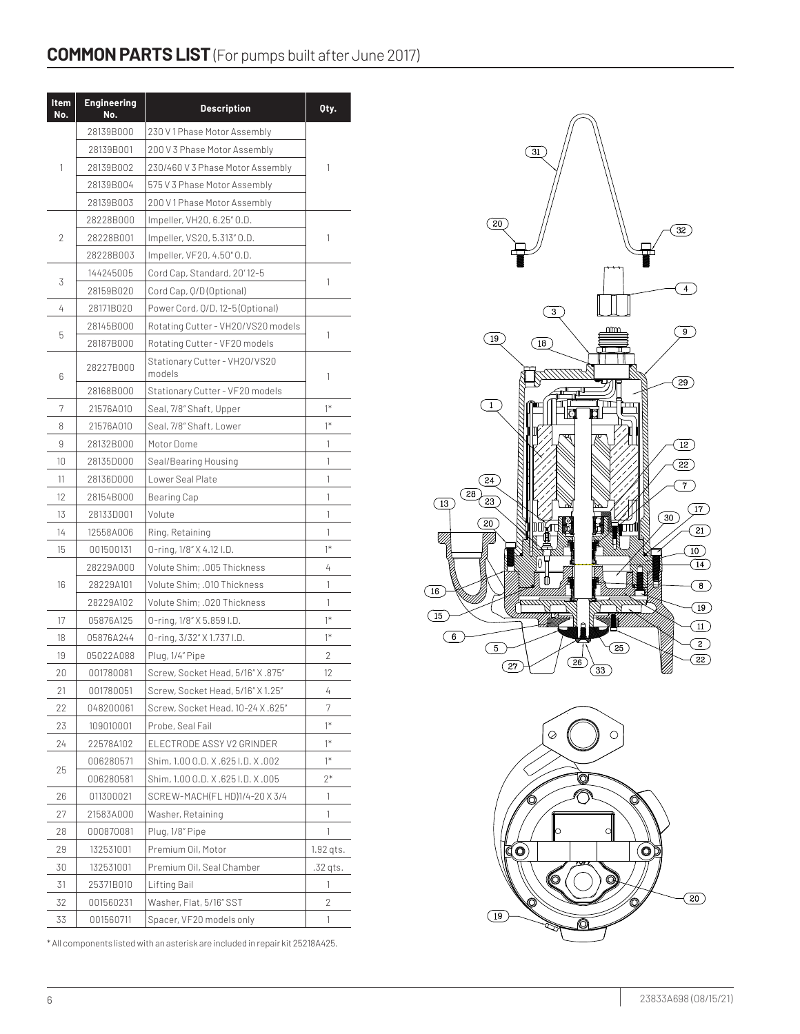## COMMON PARTS LIST (For pumps built after June 2017)

| Item No. | Engineering No. | Description | Qty. |
|---|---|---|---|
| 1 | 28139B000 | 230 V 1 Phase Motor Assembly | 1 |
| | 28139B001 | 200 V 3 Phase Motor Assembly | |
| | 28139B002 | 230/460 V 3 Phase Motor Assembly | |
| | 28139B004 | 575 V 3 Phase Motor Assembly | |
| | 28139B003 | 200 V 1 Phase Motor Assembly | |
| 2 | 28228B000 | Impeller, VH20, 6.25" O.D. | 1 |
| | 28228B001 | Impeller, VS20, 5.313" O.D. | |
| | 28228B003 | Impeller, VF20, 4.50" O.D. | |
| 3 | 144245005 | Cord Cap, Standard, 20' 12-5 | 1 |
| | 28159B020 | Cord Cap, Q/D (Optional) | |
| 4 | 28171B020 | Power Cord, Q/D, 12-5 (Optional) | |
| 5 | 28145B000 | Rotating Cutter - VH20/VS20 models | 1 |
| | 28187B000 | Rotating Cutter - VF20 models | |
| 6 | 28227B000 | Stationary Cutter - VH20/VS20 models | 1 |
| | 28168B000 | Stationary Cutter - VF20 models | |
| 7 | 21576A010 | Seal, 7/8" Shaft, Upper | 1* |
| 8 | 21576A010 | Seal, 7/8" Shaft, Lower | 1* |
| 9 | 28132B000 | Motor Dome | 1 |
| 10 | 28135D000 | Seal/Bearing Housing | 1 |
| 11 | 28136D000 | Lower Seal Plate | 1 |
| 12 | 28154B000 | Bearing Cap | 1 |
| 13 | 28133D001 | Volute | 1 |
| 14 | 12558A006 | Ring, Retaining | 1 |
| 15 | 001500131 | O-ring, 1/8" X 4.12 I.D. | 1* |
| 16 | 28229A000 | Volute Shim; .005 Thickness | 4 |
| | 28229A101 | Volute Shim; .010 Thickness | 1 |
| | 28229A102 | Volute Shim; .020 Thickness | 1 |
| 17 | 05876A125 | O-ring, 1/8" X 5.859 I.D. | 1* |
| 18 | 05876A244 | O-ring, 3/32" X 1.737 I.D. | 1* |
| 19 | 05022A088 | Plug, 1/4" Pipe | 2 |
| 20 | 001780081 | Screw, Socket Head, 5/16" X .875" | 12 |
| 21 | 001780051 | Screw, Socket Head, 5/16" X 1.25" | 4 |
| 22 | 048200061 | Screw, Socket Head, 10-24 X .625" | 7 |
| 23 | 109010001 | Probe, Seal Fail | 1* |
| 24 | 22578A102 | ELECTRODE ASSY V2 GRINDER | 1* |
| 25 | 006280571 | Shim, 1.00 O.D. X .625 I.D. X .002 | 1* |
| | 006280581 | Shim, 1.00 O.D. X .625 I.D. X .005 | 2* |
| 26 | 011300021 | SCREW-MACH(FL HD)1/4-20 X 3/4 | 1 |
| 27 | 21583A000 | Washer, Retaining | 1 |
| 28 | 000870081 | Plug, 1/8" Pipe | 1 |
| 29 | 132531001 | Premium Oil, Motor | 1.92 qts. |
| 30 | 132531001 | Premium Oil, Seal Chamber | .32 qts. |
| 31 | 25371B010 | Lifting Bail | 1 |
| 32 | 001560231 | Washer, Flat, 5/16" SST | 2 |
| 33 | 001560711 | Spacer, VF20 models only | 1 |

\* All components listed with an asterisk are included in repair kit 25218A425.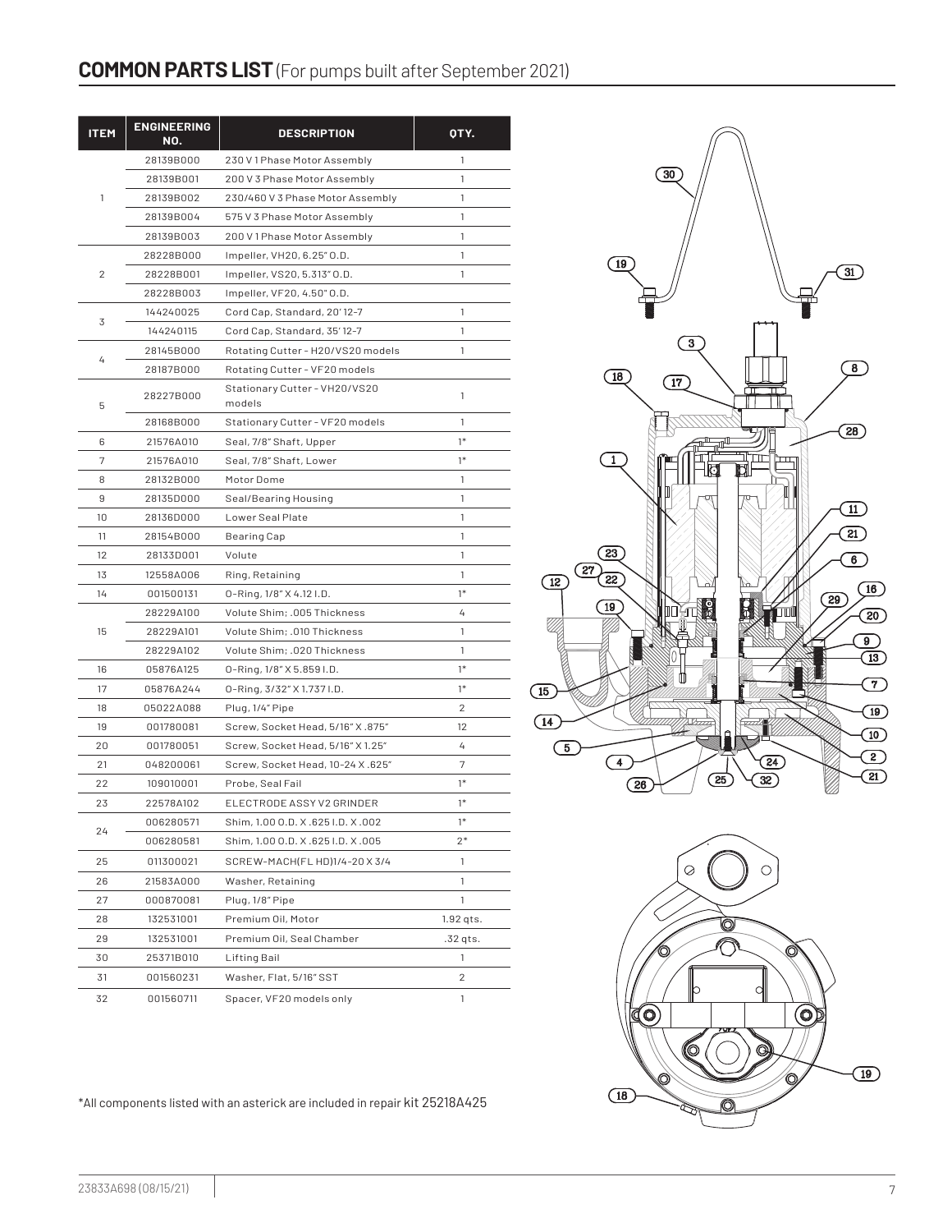## **COMMON PARTS LIST** (For pumps built after September 2021)

| ITEM | ENGINEERING NO. | DESCRIPTION | QTY. |
|---|---|---|---|
| 1 | 28139B000 | 230 V 1 Phase Motor Assembly | 1 |
| | 28139B001 | 200 V 3 Phase Motor Assembly | 1 |
| | 28139B002 | 230/460 V 3 Phase Motor Assembly | 1 |
| | 28139B004 | 575 V 3 Phase Motor Assembly | 1 |
| | 28139B003 | 200 V 1 Phase Motor Assembly | 1 |
| 2 | 28228B000 | Impeller, VH20, 6.25" O.D. | 1 |
| | 28228B001 | Impeller, VS20, 5.313" O.D. | 1 |
| | 28228B003 | Impeller, VF20, 4.50" O.D. | |
| 3 | 144240025 | Cord Cap, Standard, 20' 12-7 | 1 |
| | 144240115 | Cord Cap, Standard, 35' 12-7 | 1 |
| 4 | 28145B000 | Rotating Cutter - H20/VS20 models | 1 |
| | 28187B000 | Rotating Cutter - VF20 models | |
| 5 | 28227B000 | Stationary Cutter - VH20/VS20 models | 1 |
| | 28168B000 | Stationary Cutter - VF20 models | 1 |
| 6 | 21576A010 | Seal, 7/8" Shaft, Upper | 1* |
| 7 | 21576A010 | Seal, 7/8" Shaft, Lower | 1* |
| 8 | 28132B000 | Motor Dome | 1 |
| 9 | 28135D000 | Seal/Bearing Housing | 1 |
| 10 | 28136D000 | Lower Seal Plate | 1 |
| 11 | 28154B000 | Bearing Cap | 1 |
| 12 | 28133D001 | Volute | 1 |
| 13 | 12558A006 | Ring, Retaining | 1 |
| 14 | 001500131 | O-Ring, 1/8" X 4.12 I.D. | 1* |
| 15 | 28229A100 | Volute Shim; .005 Thickness | 4 |
| | 28229A101 | Volute Shim; .010 Thickness | 1 |
| | 28229A102 | Volute Shim; .020 Thickness | 1 |
| 16 | 05876A125 | O-Ring, 1/8" X 5.859 I.D. | 1* |
| 17 | 05876A244 | O-Ring, 3/32" X 1.737 I.D. | 1* |
| 18 | 05022A088 | Plug, 1/4" Pipe | 2 |
| 19 | 001780081 | Screw, Socket Head, 5/16" X .875" | 12 |
| 20 | 001780051 | Screw, Socket Head, 5/16" X 1.25" | 4 |
| 21 | 048200061 | Screw, Socket Head, 10-24 X .625" | 7 |
| 22 | 109010001 | Probe, Seal Fail | 1* |
| 23 | 22578A102 | ELECTRODE ASSY V2 GRINDER | 1* |
| 24 | 006280571 | Shim, 1.00 O.D. X .625 I.D. X .002 | 1* |
| | 006280581 | Shim, 1.00 O.D. X .625 I.D. X .005 | 2* |
| 25 | 011300021 | SCREW-MACH(FL HD)1/4-20 X 3/4 | 1 |
| 26 | 21583A000 | Washer, Retaining | 1 |
| 27 | 000870081 | Plug, 1/8" Pipe | 1 |
| 28 | 132531001 | Premium Oil, Motor | 1.92 qts. |
| 29 | 132531001 | Premium Oil, Seal Chamber | .32 qts. |
| 30 | 25371B010 | Lifting Bail | 1 |
| 31 | 001560231 | Washer, Flat, 5/16" SST | 2 |
| 32 | 001560711 | Spacer, VF20 models only | 1 |

*All components listed with an asterick are included in repair kit 25218A425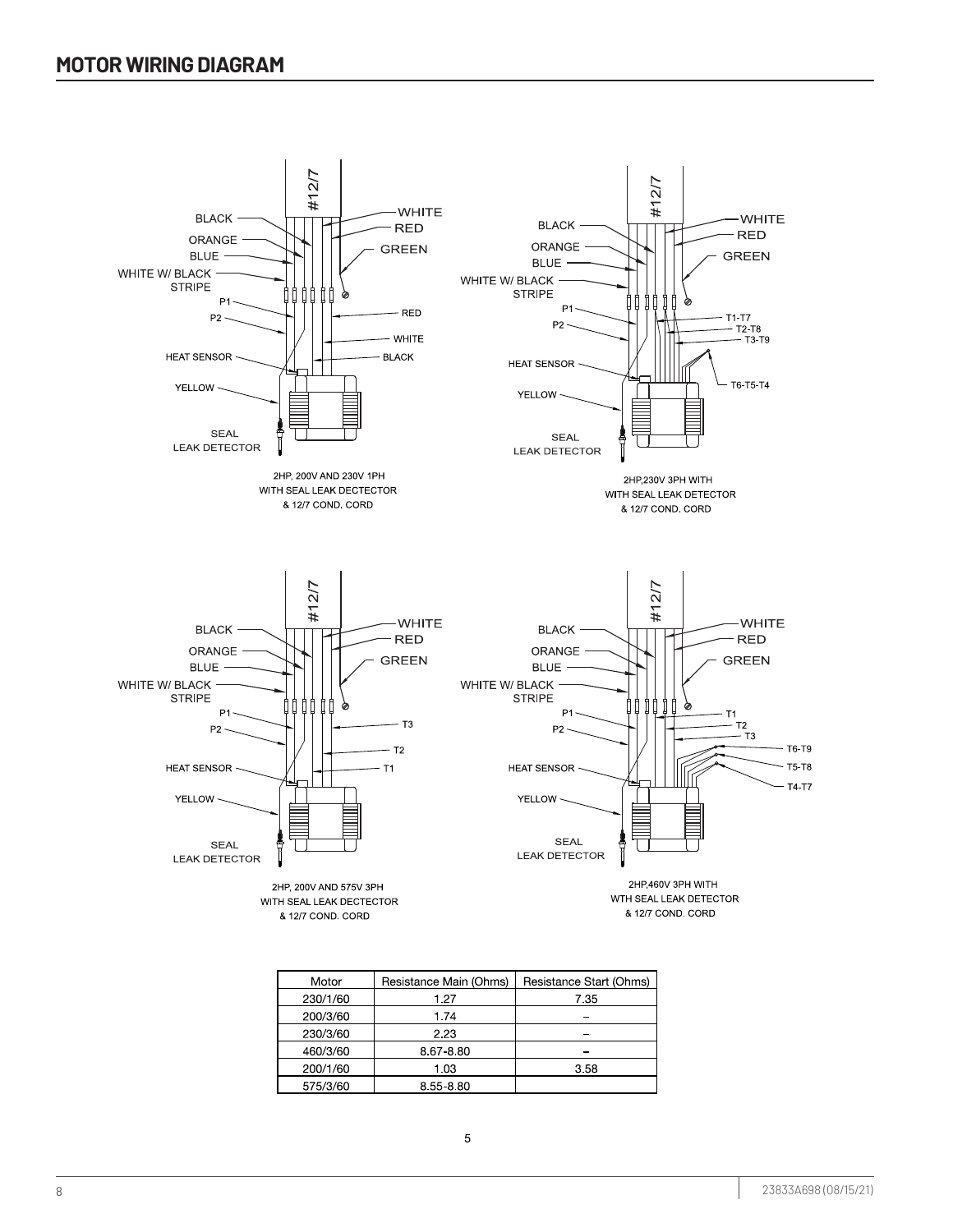## MOTOR WIRING DIAGRAM

#12/7

BLACK
ORANGE
BLUE
WHITE W/ BLACK STRIPE
P1
P2
HEAT SENSOR
YELLOW
SEAL LEAK DETECTOR
WHITE
RED
GREEN
RED
WHITE
BLACK

2HP, 200V AND 230V 1PH WITH SEAL LEAK DECTECTOR & 12/7 COND. CORD

#12/7

BLACK
ORANGE
BLUE
WHITE W/ BLACK STRIPE
P1
P2
HEAT SENSOR
YELLOW
SEAL LEAK DETECTOR
WHITE
RED
GREEN
T1-T7
T2-T8
T3-T9
T6-T5-T4

2HP,230V 3PH WITH WITH SEAL LEAK DETECTOR & 12/7 COND. CORD

#12/7

BLACK
ORANGE
BLUE
WHITE W/ BLACK STRIPE
P1
P2
HEAT SENSOR
YELLOW
SEAL LEAK DETECTOR
WHITE
RED
GREEN
T3
T2
T1

2HP, 200V AND 575V 3PH WITH SEAL LEAK DECTECTOR & 12/7 COND. CORD

#12/7

BLACK
ORANGE
BLUE
WHITE W/ BLACK STRIPE
P1
P2
HEAT SENSOR
YELLOW
SEAL LEAK DETECTOR
WHITE
RED
GREEN
T1
T2
T3
T6-T9
T5-T8
T4-T7

2HP,460V 3PH WITH WTH SEAL LEAK DETECTOR & 12/7 COND. CORD

| Motor | Resistance Main (Ohms) | Resistance Start (Ohms) |
|---|---|---|
| 230/1/60 | 1.27 | 7.35 |
| 200/3/60 | 1.74 | – |
| 230/3/60 | 2.23 | – |
| 460/3/60 | 8.67-8.80 | – |
| 200/1/60 | 1.03 | 3.58 |
| 575/3/60 | 8.55-8.80 | |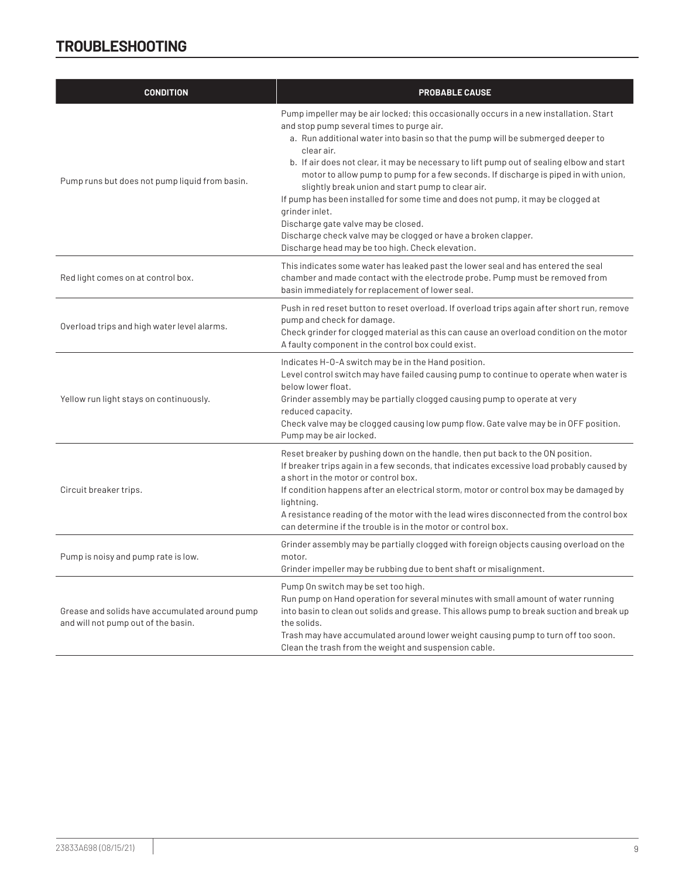## TROUBLESHOOTING

| CONDITION | PROBABLE CAUSE |
|---|---|
| Pump runs but does not pump liquid from basin. | Pump impeller may be air locked; this occasionally occurs in a new installation. Start and stop pump several times to purge air.<br>a. Run additional water into basin so that the pump will be submerged deeper to clear air.<br>b. If air does not clear, it may be necessary to lift pump out of sealing elbow and start motor to allow pump to pump for a few seconds. If discharge is piped in with union, slightly break union and start pump to clear air.<br>If pump has been installed for some time and does not pump, it may be clogged at grinder inlet.<br>Discharge gate valve may be closed.<br>Discharge check valve may be clogged or have a broken clapper.<br>Discharge head may be too high. Check elevation. |
| Red light comes on at control box. | This indicates some water has leaked past the lower seal and has entered the seal chamber and made contact with the electrode probe. Pump must be removed from basin immediately for replacement of lower seal. |
| Overload trips and high water level alarms. | Push in red reset button to reset overload. If overload trips again after short run, remove pump and check for damage.<br>Check grinder for clogged material as this can cause an overload condition on the motor<br>A faulty component in the control box could exist. |
| Yellow run light stays on continuously. | Indicates H-O-A switch may be in the Hand position.<br>Level control switch may have failed causing pump to continue to operate when water is below lower float.<br>Grinder assembly may be partially clogged causing pump to operate at very reduced capacity.<br>Check valve may be clogged causing low pump flow. Gate valve may be in OFF position.<br>Pump may be air locked. |
| Circuit breaker trips. | Reset breaker by pushing down on the handle, then put back to the ON position.<br>If breaker trips again in a few seconds, that indicates excessive load probably caused by a short in the motor or control box.<br>If condition happens after an electrical storm, motor or control box may be damaged by lightning.<br>A resistance reading of the motor with the lead wires disconnected from the control box can determine if the trouble is in the motor or control box. |
| Pump is noisy and pump rate is low. | Grinder assembly may be partially clogged with foreign objects causing overload on the motor.<br>Grinder impeller may be rubbing due to bent shaft or misalignment. |
| Grease and solids have accumulated around pump and will not pump out of the basin. | Pump On switch may be set too high.<br>Run pump on Hand operation for several minutes with small amount of water running into basin to clean out solids and grease. This allows pump to break suction and break up the solids.<br>Trash may have accumulated around lower weight causing pump to turn off too soon. Clean the trash from the weight and suspension cable. |

23833A698 (08/15/21)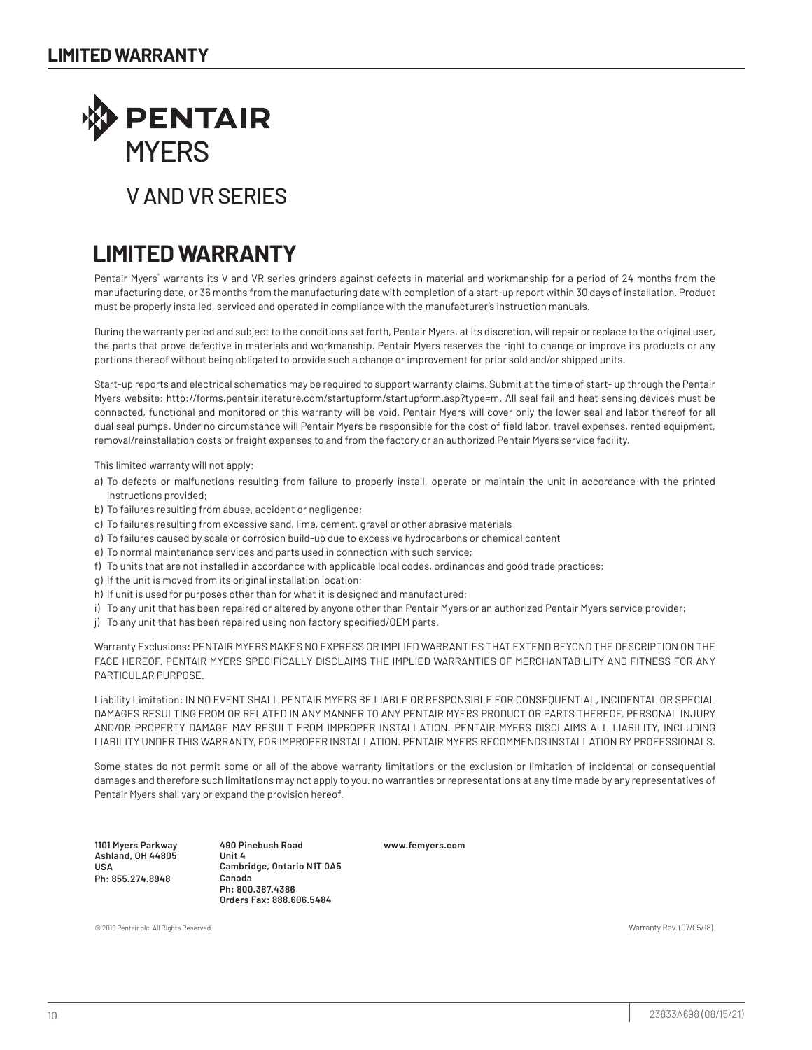# LIMITED WARRANTY

PENTAIR
MYERS

V AND VR SERIES

## LIMITED WARRANTY

Pentair Myers® warrants its V and VR series grinders against defects in material and workmanship for a period of 24 months from the manufacturing date, or 36 months from the manufacturing date with completion of a start-up report within 30 days of installation. Product must be properly installed, serviced and operated in compliance with the manufacturer's instruction manuals.

During the warranty period and subject to the conditions set forth, Pentair Myers, at its discretion, will repair or replace to the original user, the parts that prove defective in materials and workmanship. Pentair Myers reserves the right to change or improve its products or any portions thereof without being obligated to provide such a change or improvement for prior sold and/or shipped units.

Start-up reports and electrical schematics may be required to support warranty claims. Submit at the time of start- up through the Pentair Myers website: http://forms.pentairliterature.com/startupform/startupform.asp?type=m. All seal fail and heat sensing devices must be connected, functional and monitored or this warranty will be void. Pentair Myers will cover only the lower seal and labor thereof for all dual seal pumps. Under no circumstance will Pentair Myers be responsible for the cost of field labor, travel expenses, rented equipment, removal/reinstallation costs or freight expenses to and from the factory or an authorized Pentair Myers service facility.

This limited warranty will not apply:

a) To defects or malfunctions resulting from failure to properly install, operate or maintain the unit in accordance with the printed instructions provided;
b) To failures resulting from abuse, accident or negligence;
c) To failures resulting from excessive sand, lime, cement, gravel or other abrasive materials
d) To failures caused by scale or corrosion build-up due to excessive hydrocarbons or chemical content
e) To normal maintenance services and parts used in connection with such service;
f) To units that are not installed in accordance with applicable local codes, ordinances and good trade practices;
g) If the unit is moved from its original installation location;
h) If unit is used for purposes other than for what it is designed and manufactured;
i) To any unit that has been repaired or altered by anyone other than Pentair Myers or an authorized Pentair Myers service provider;
j) To any unit that has been repaired using non factory specified/OEM parts.

Warranty Exclusions: PENTAIR MYERS MAKES NO EXPRESS OR IMPLIED WARRANTIES THAT EXTEND BEYOND THE DESCRIPTION ON THE FACE HEREOF. PENTAIR MYERS SPECIFICALLY DISCLAIMS THE IMPLIED WARRANTIES OF MERCHANTABILITY AND FITNESS FOR ANY PARTICULAR PURPOSE.

Liability Limitation: IN NO EVENT SHALL PENTAIR MYERS BE LIABLE OR RESPONSIBLE FOR CONSEQUENTIAL, INCIDENTAL OR SPECIAL DAMAGES RESULTING FROM OR RELATED IN ANY MANNER TO ANY PENTAIR MYERS PRODUCT OR PARTS THEREOF. PERSONAL INJURY AND/OR PROPERTY DAMAGE MAY RESULT FROM IMPROPER INSTALLATION. PENTAIR MYERS DISCLAIMS ALL LIABILITY, INCLUDING LIABILITY UNDER THIS WARRANTY, FOR IMPROPER INSTALLATION. PENTAIR MYERS RECOMMENDS INSTALLATION BY PROFESSIONALS.

Some states do not permit some or all of the above warranty limitations or the exclusion or limitation of incidental or consequential damages and therefore such limitations may not apply to you. no warranties or representations at any time made by any representatives of Pentair Myers shall vary or expand the provision hereof.

**1101 Myers Parkway**
**Ashland, OH 44805**
**USA**
**Ph: 855.274.8948**

**490 Pinebush Road**
**Unit 4**
**Cambridge, Ontario N1T 0A5**
**Canada**
**Ph: 800.387.4386**
**Orders Fax: 888.606.5484**

**www.femyers.com**

© 2018 Pentair plc. All Rights Reserved.

Warranty Rev. (07/05/18)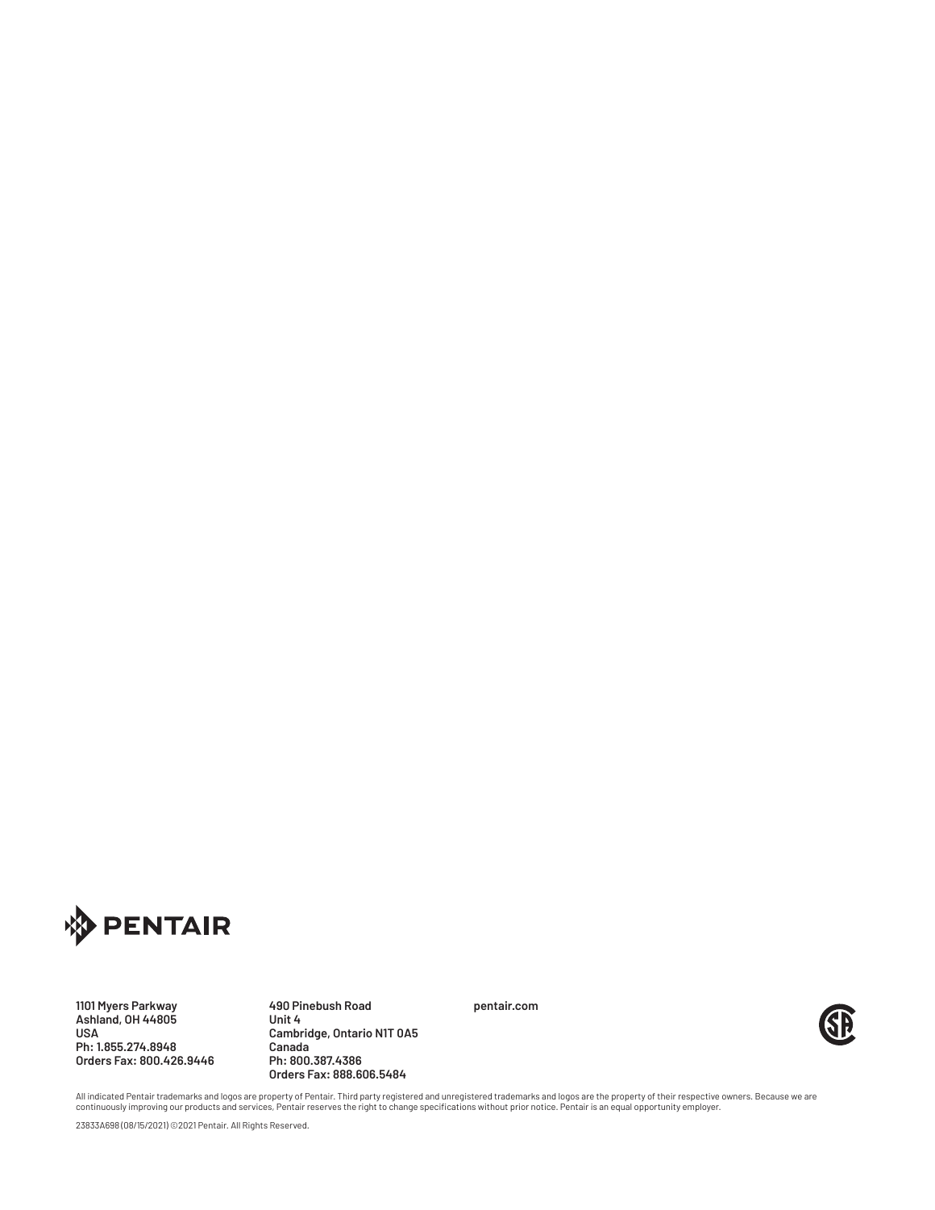PENTAIR

1101 Myers Parkway
Ashland, OH 44805
USA
Ph: 1.855.274.8948
Orders Fax: 800.426.9446

490 Pinebush Road
Unit 4
Cambridge, Ontario N1T 0A5
Canada
Ph: 800.387.4386
Orders Fax: 888.606.5484

pentair.com

All indicated Pentair trademarks and logos are property of Pentair. Third party registered and unregistered trademarks and logos are the property of their respective owners. Because we are continuously improving our products and services, Pentair reserves the right to change specifications without prior notice. Pentair is an equal opportunity employer.

23833A698 (08/15/2021) ©2021 Pentair. All Rights Reserved.